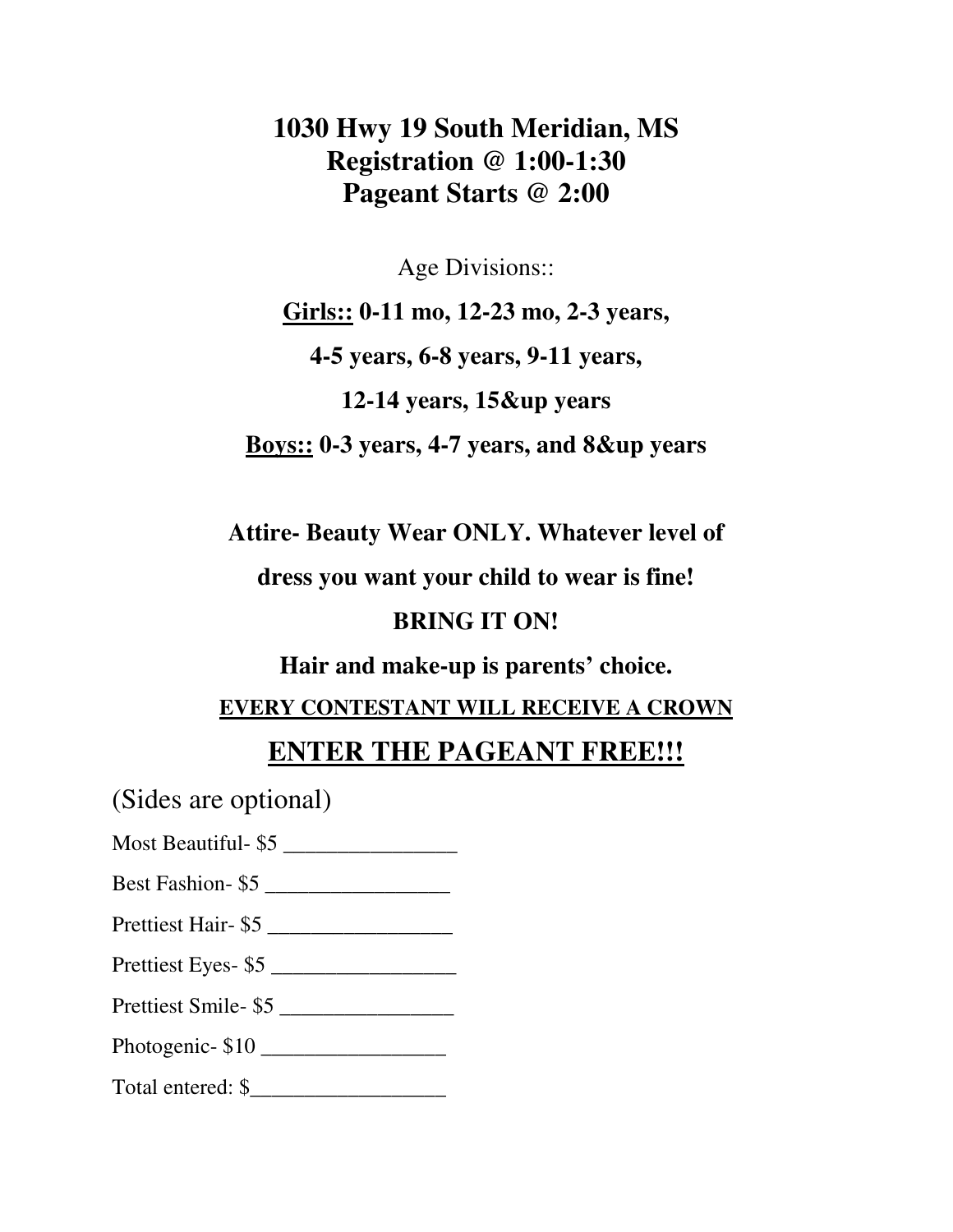**1030 Hwy 19 South Meridian, MS**
**Registration @ 1:00-1:30**
**Pageant Starts @ 2:00**

Age Divisions::

**Girls::** **0-11 mo, 12-23 mo, 2-3 years,**

**4-5 years, 6-8 years, 9-11 years,**

**12-14 years, 15&up years**

**Boys::** **0-3 years, 4-7 years, and 8&up years**

**Attire- Beauty Wear ONLY. Whatever level of**

**dress you want your child to wear is fine!**

**BRING IT ON!**

**Hair and make-up is parents' choice.**

**EVERY CONTESTANT WILL RECEIVE A CROWN**

## ENTER THE PAGEANT FREE!!!

(Sides are optional)

Most Beautiful- $5 ________________

Best Fashion- $5 _________________

Prettiest Hair- $5 _________________

Prettiest Eyes- $5 _________________

Prettiest Smile- $5 ________________

Photogenic- $10 _________________

Total entered: $_________________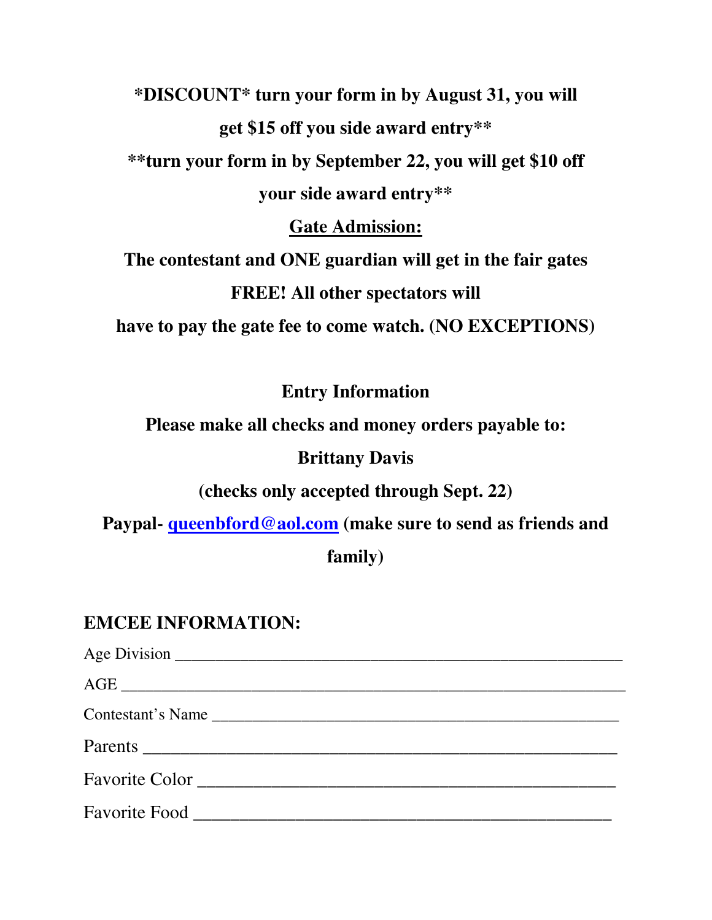**\*DISCOUNT\* turn your form in by August 31, you will get $15 off you side award entry\*\***

**\*\*turn your form in by September 22, you will get $10 off your side award entry\*\***

**<u>Gate Admission:</u>**

**The contestant and ONE guardian will get in the fair gates FREE! All other spectators will have to pay the gate fee to come watch. (NO EXCEPTIONS)**

**Entry Information**

**Please make all checks and money orders payable to:**

**Brittany Davis**

**(checks only accepted through Sept. 22)**

**Paypal- [queenbford@aol.com](mailto:queenbford@aol.com) (make sure to send as friends and family)**

**EMCEE INFORMATION:**

Age Division \_\_\_\_\_\_\_\_\_\_\_\_\_\_\_\_\_\_\_\_\_\_\_\_\_\_\_\_\_\_\_\_\_\_\_\_\_\_\_\_\_\_\_\_\_\_\_\_\_\_\_\_

AGE \_\_\_\_\_\_\_\_\_\_\_\_\_\_\_\_\_\_\_\_\_\_\_\_\_\_\_\_\_\_\_\_\_\_\_\_\_\_\_\_\_\_\_\_\_\_\_\_\_\_\_\_\_\_\_\_\_\_\_

Contestant's Name \_\_\_\_\_\_\_\_\_\_\_\_\_\_\_\_\_\_\_\_\_\_\_\_\_\_\_\_\_\_\_\_\_\_\_\_\_\_\_\_\_\_\_\_\_\_\_\_

Parents \_\_\_\_\_\_\_\_\_\_\_\_\_\_\_\_\_\_\_\_\_\_\_\_\_\_\_\_\_\_\_\_\_\_\_\_\_\_\_\_\_\_\_\_\_\_\_\_\_\_\_\_

Favorite Color \_\_\_\_\_\_\_\_\_\_\_\_\_\_\_\_\_\_\_\_\_\_\_\_\_\_\_\_\_\_\_\_\_\_\_\_\_\_\_\_\_\_\_\_\_\_\_\_

Favorite Food \_\_\_\_\_\_\_\_\_\_\_\_\_\_\_\_\_\_\_\_\_\_\_\_\_\_\_\_\_\_\_\_\_\_\_\_\_\_\_\_\_\_\_\_\_\_\_\_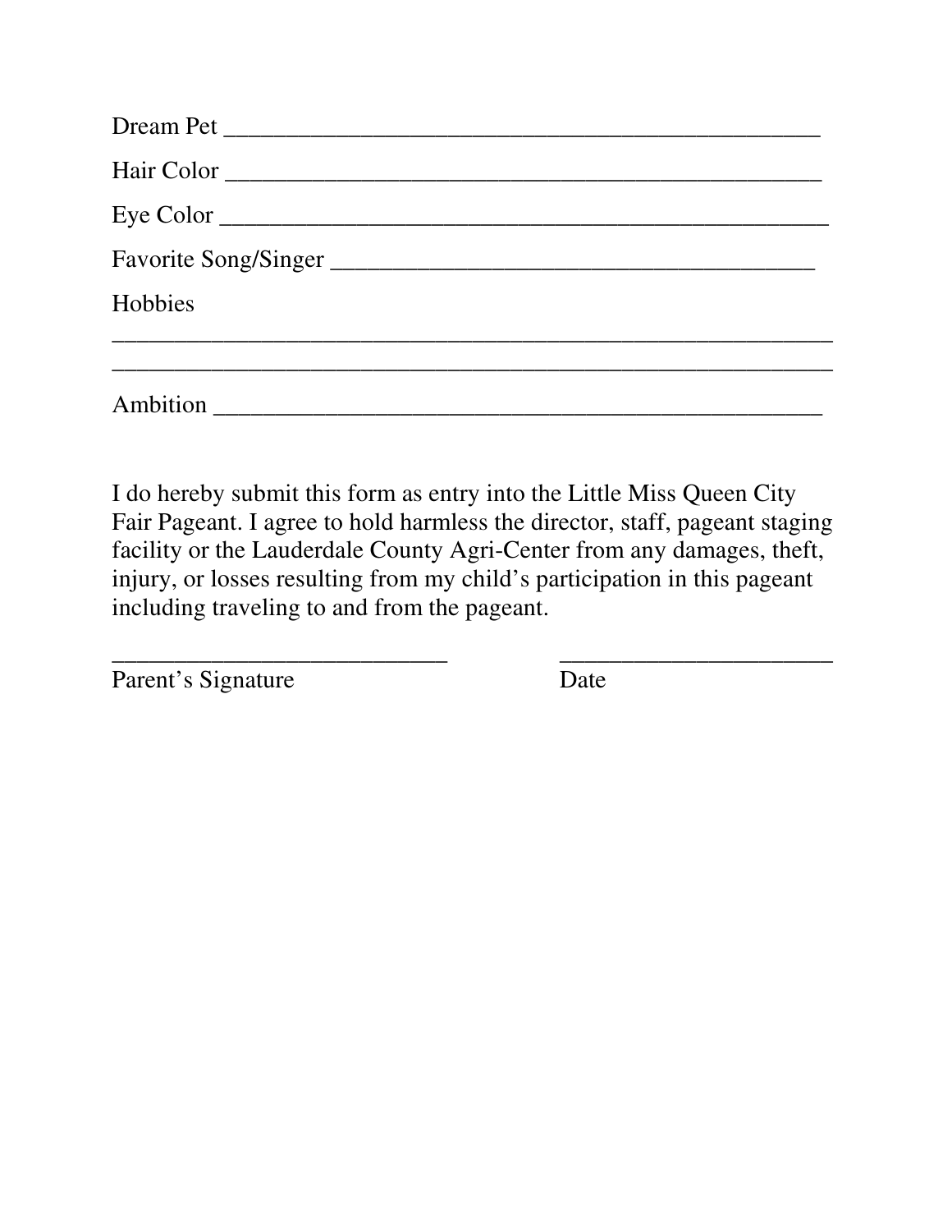Dream Pet ________________________________________________

Hair Color ________________________________________________

Eye Color ________________________________________________

Favorite Song/Singer ______________________________________

Hobbies

__________________________________________________________

__________________________________________________________

Ambition _________________________________________________

I do hereby submit this form as entry into the Little Miss Queen City Fair Pageant. I agree to hold harmless the director, staff, pageant staging facility or the Lauderdale County Agri-Center from any damages, theft, injury, or losses resulting from my child's participation in this pageant including traveling to and from the pageant.

___________________________ ______________________

Parent's Signature Date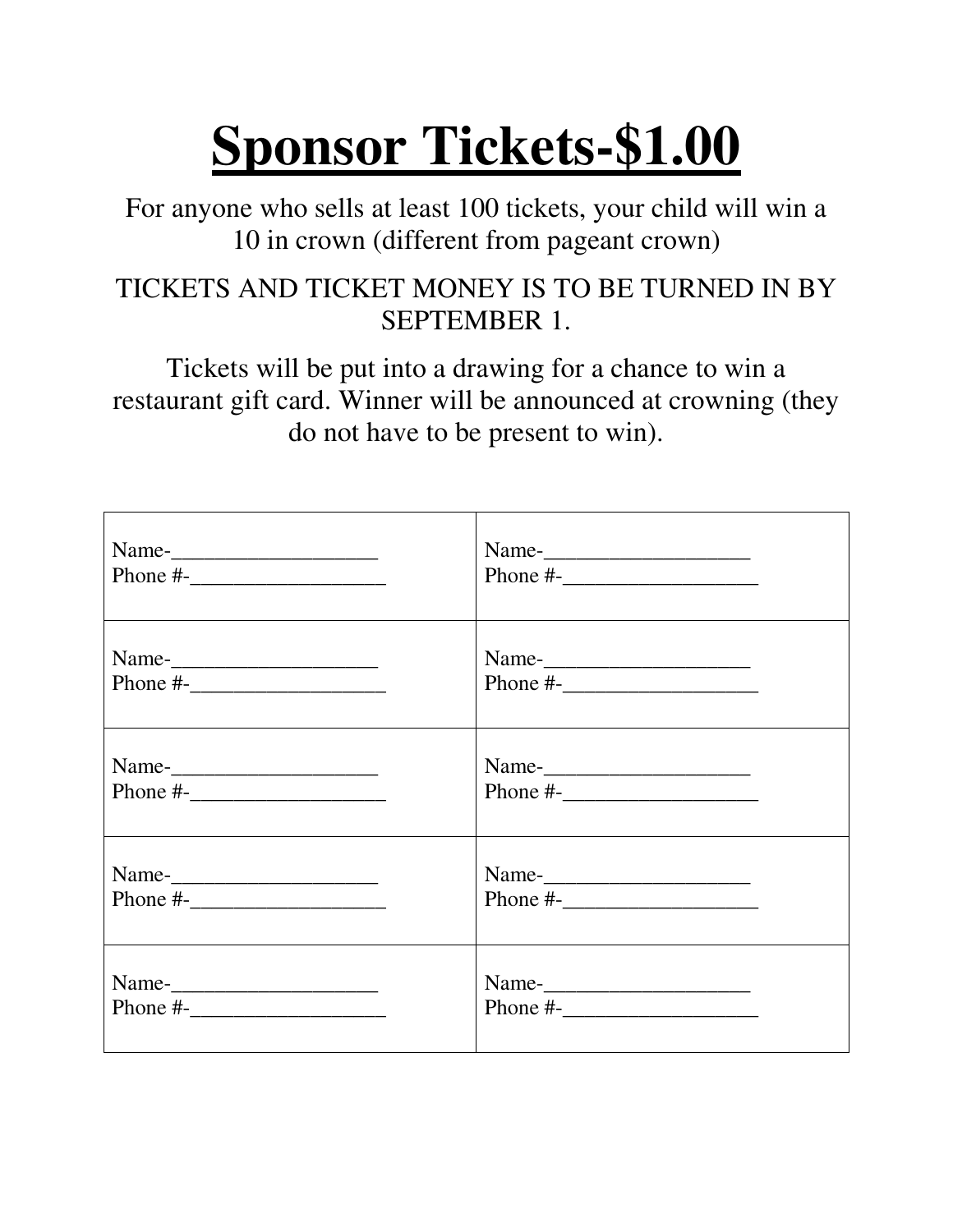# Sponsor Tickets-$1.00

For anyone who sells at least 100 tickets, your child will win a 10 in crown (different from pageant crown)

TICKETS AND TICKET MONEY IS TO BE TURNED IN BY SEPTEMBER 1.

Tickets will be put into a drawing for a chance to win a restaurant gift card. Winner will be announced at crowning (they do not have to be present to win).

| | |
|---|---|
| Name-___________________<br>Phone #-__________________ | Name-___________________<br>Phone #-__________________ |
| Name-___________________<br>Phone #-__________________ | Name-___________________<br>Phone #-__________________ |
| Name-___________________<br>Phone #-__________________ | Name-___________________<br>Phone #-__________________ |
| Name-___________________<br>Phone #-__________________ | Name-___________________<br>Phone #-__________________ |
| Name-___________________<br>Phone #-__________________ | Name-___________________<br>Phone #-__________________ |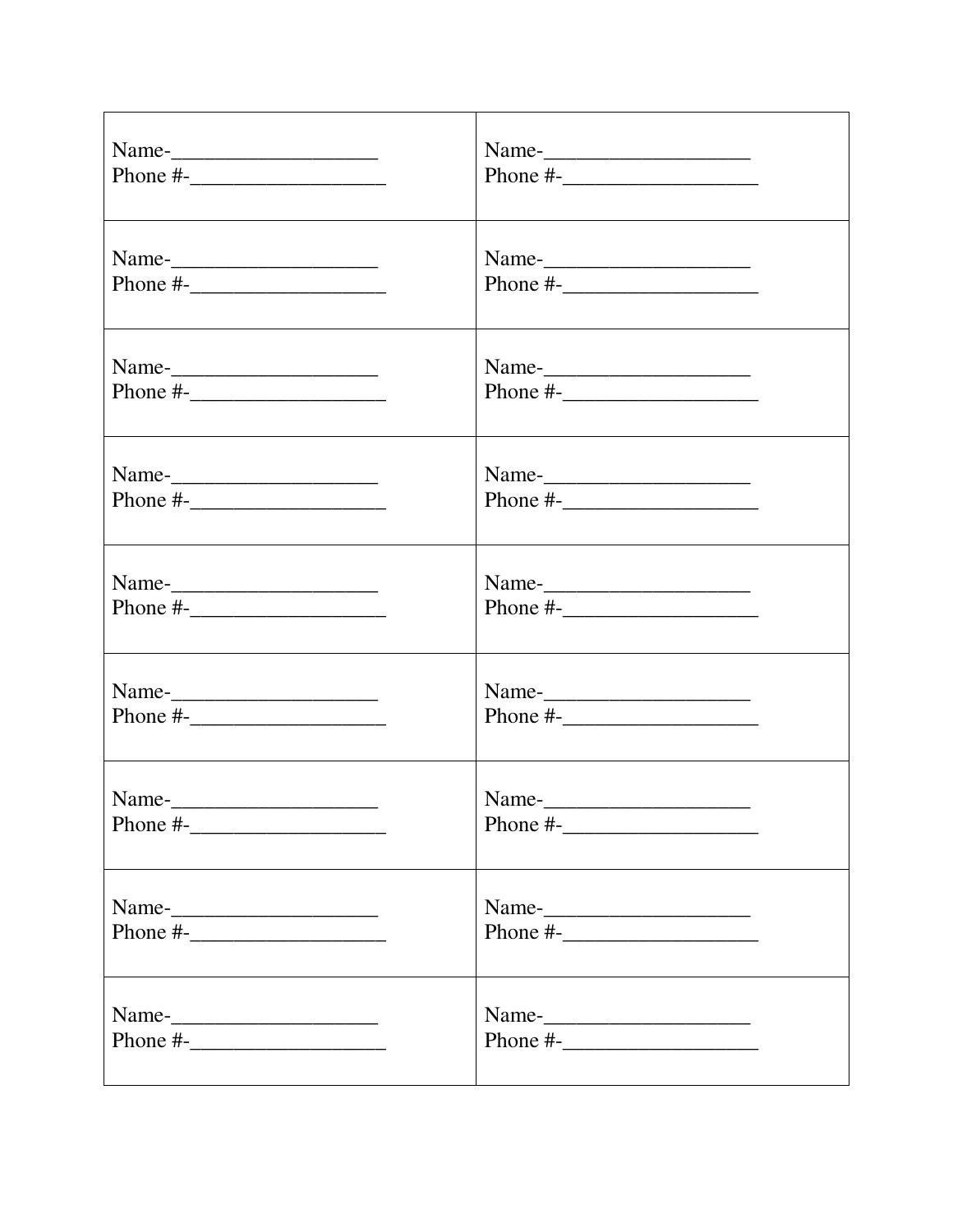| | |
|---|---|
| Name-___________________<br>Phone #-__________________ | Name-___________________<br>Phone #-__________________ |
| Name-___________________<br>Phone #-__________________ | Name-___________________<br>Phone #-__________________ |
| Name-___________________<br>Phone #-__________________ | Name-___________________<br>Phone #-__________________ |
| Name-___________________<br>Phone #-__________________ | Name-___________________<br>Phone #-__________________ |
| Name-___________________<br>Phone #-__________________ | Name-___________________<br>Phone #-__________________ |
| Name-___________________<br>Phone #-__________________ | Name-___________________<br>Phone #-__________________ |
| Name-___________________<br>Phone #-__________________ | Name-___________________<br>Phone #-__________________ |
| Name-___________________<br>Phone #-__________________ | Name-___________________<br>Phone #-__________________ |
| Name-___________________<br>Phone #-__________________ | Name-___________________<br>Phone #-__________________ |